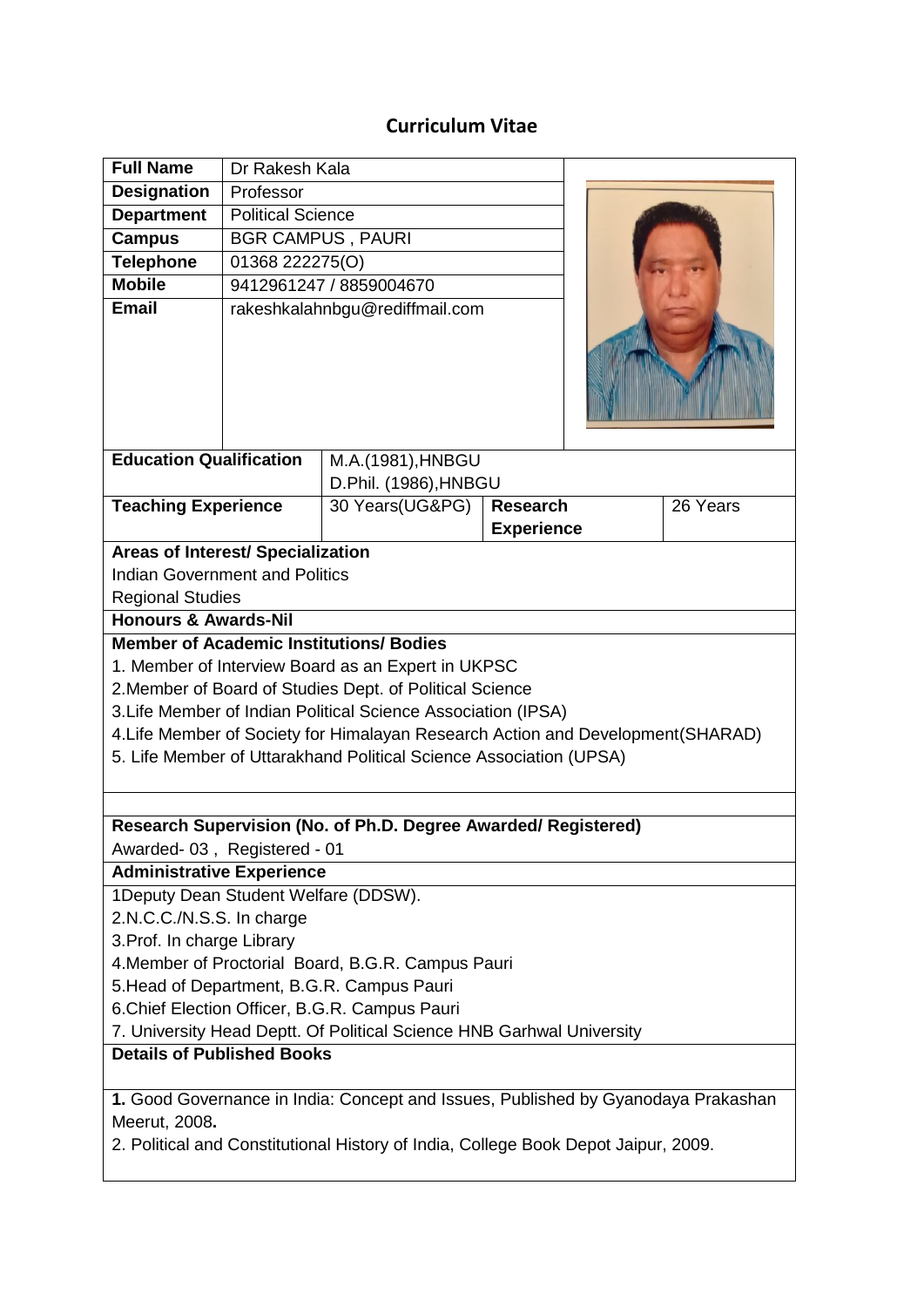# Curriculum Vitae

| | |
|---|---|
| **Full Name** | Dr Rakesh Kala |
| **Designation** | Professor |
| **Department** | Political Science |
| **Campus** | BGR CAMPUS , PAURI |
| **Telephone** | 01368 222275(O) |
| **Mobile** | 9412961247 / 8859004670 |
| **Email** | rakeshkalahnbgu@rediffmail.com |

| | | | |
|---|---|---|---|
| **Education Qualification** | M.A.(1981),HNBGU<br>D.Phil. (1986),HNBGU | | |
| **Teaching Experience** | 30 Years(UG&PG) | **Research Experience** | 26 Years |

**Areas of Interest/ Specialization**

Indian Government and Politics

Regional Studies

**Honours & Awards-Nil**

**Member of Academic Institutions/ Bodies**

1. Member of Interview Board as an Expert in UKPSC
2. Member of Board of Studies Dept. of Political Science
3. Life Member of Indian Political Science Association (IPSA)
4. Life Member of Society for Himalayan Research Action and Development(SHARAD)
5. Life Member of Uttarakhand Political Science Association (UPSA)

**Research Supervision (No. of Ph.D. Degree Awarded/ Registered)**

Awarded- 03 , Registered - 01

**Administrative Experience**

1. Deputy Dean Student Welfare (DDSW).
2. N.C.C./N.S.S. In charge
3. Prof. In charge Library
4. Member of Proctorial Board, B.G.R. Campus Pauri
5. Head of Department, B.G.R. Campus Pauri
6. Chief Election Officer, B.G.R. Campus Pauri
7. University Head Deptt. Of Political Science HNB Garhwal University

**Details of Published Books**

**1.** Good Governance in India: Concept and Issues, Published by Gyanodaya Prakashan Meerut, 2008**.**

2. Political and Constitutional History of India, College Book Depot Jaipur, 2009.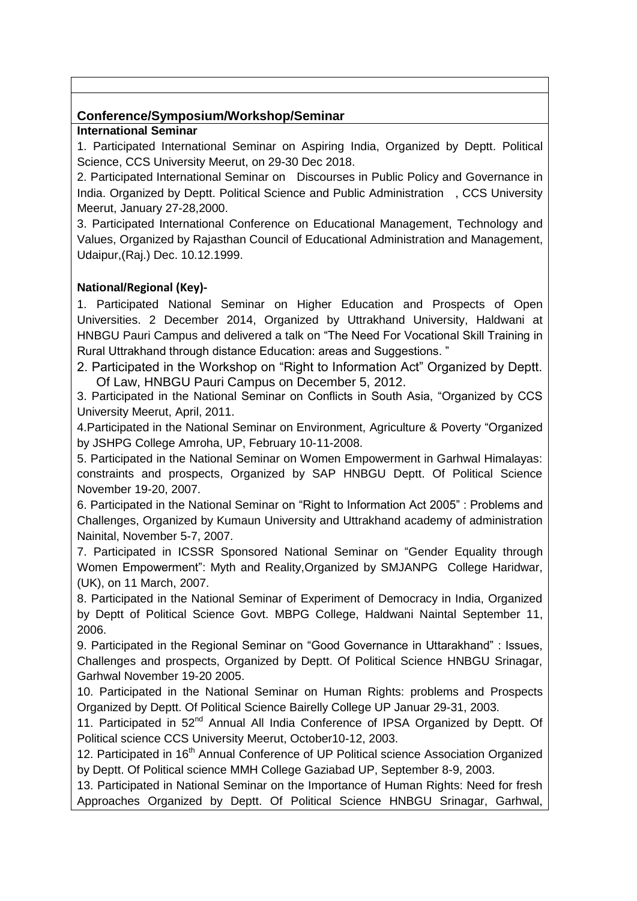## Conference/Symposium/Workshop/Seminar

**International Seminar**

1. Participated International Seminar on Aspiring India, Organized by Deptt. Political Science, CCS University Meerut, on 29-30 Dec 2018.
2. Participated International Seminar on Discourses in Public Policy and Governance in India. Organized by Deptt. Political Science and Public Administration , CCS University Meerut, January 27-28,2000.
3. Participated International Conference on Educational Management, Technology and Values, Organized by Rajasthan Council of Educational Administration and Management, Udaipur,(Raj.) Dec. 10.12.1999.

**National/Regional (Key)-**

1. Participated National Seminar on Higher Education and Prospects of Open Universities. 2 December 2014, Organized by Uttrakhand University, Haldwani at HNBGU Pauri Campus and delivered a talk on "The Need For Vocational Skill Training in Rural Uttrakhand through distance Education: areas and Suggestions. "
2. Participated in the Workshop on "Right to Information Act" Organized by Deptt. Of Law, HNBGU Pauri Campus on December 5, 2012.
3. Participated in the National Seminar on Conflicts in South Asia, "Organized by CCS University Meerut, April, 2011.
4. Participated in the National Seminar on Environment, Agriculture & Poverty "Organized by JSHPG College Amroha, UP, February 10-11-2008.
5. Participated in the National Seminar on Women Empowerment in Garhwal Himalayas: constraints and prospects, Organized by SAP HNBGU Deptt. Of Political Science November 19-20, 2007.
6. Participated in the National Seminar on "Right to Information Act 2005" : Problems and Challenges, Organized by Kumaun University and Uttrakhand academy of administration Nainital, November 5-7, 2007.
7. Participated in ICSSR Sponsored National Seminar on "Gender Equality through Women Empowerment": Myth and Reality,Organized by SMJANPG College Haridwar, (UK), on 11 March, 2007.
8. Participated in the National Seminar of Experiment of Democracy in India, Organized by Deptt of Political Science Govt. MBPG College, Haldwani Naintal September 11, 2006.
9. Participated in the Regional Seminar on "Good Governance in Uttarakhand" : Issues, Challenges and prospects, Organized by Deptt. Of Political Science HNBGU Srinagar, Garhwal November 19-20 2005.
10. Participated in the National Seminar on Human Rights: problems and Prospects Organized by Deptt. Of Political Science Bairelly College UP Januar 29-31, 2003.
11. Participated in 52nd Annual All India Conference of IPSA Organized by Deptt. Of Political science CCS University Meerut, October10-12, 2003.
12. Participated in 16th Annual Conference of UP Political science Association Organized by Deptt. Of Political science MMH College Gaziabad UP, September 8-9, 2003.
13. Participated in National Seminar on the Importance of Human Rights: Need for fresh Approaches Organized by Deptt. Of Political Science HNBGU Srinagar, Garhwal,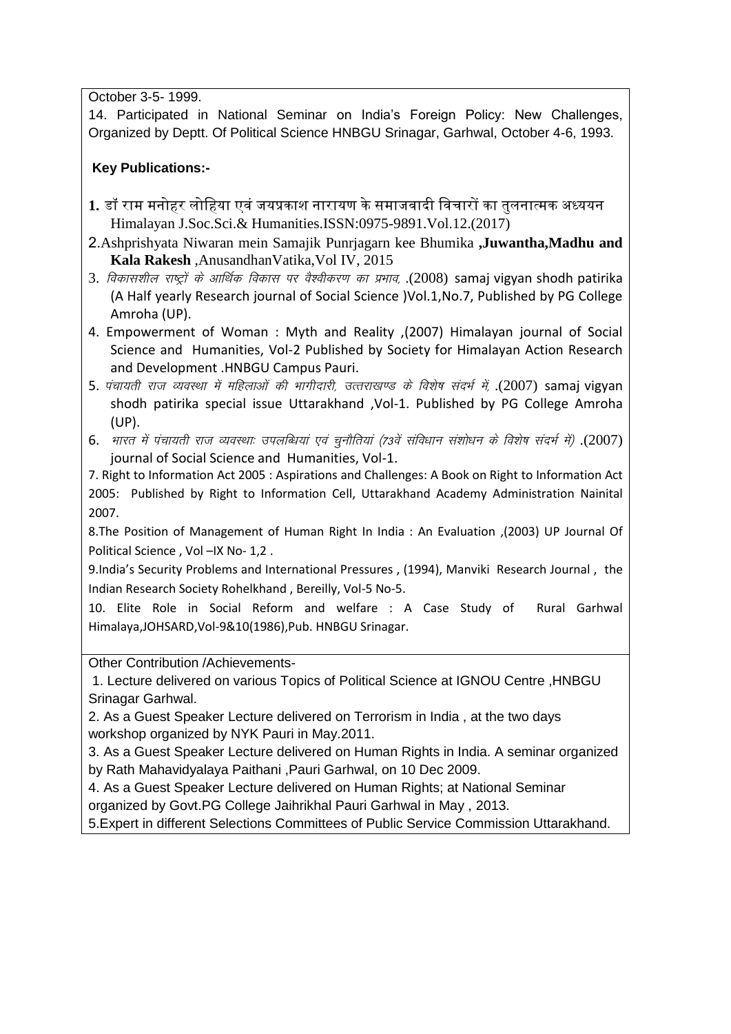October 3-5- 1999.

14. Participated in National Seminar on India's Foreign Policy: New Challenges, Organized by Deptt. Of Political Science HNBGU Srinagar, Garhwal, October 4-6, 1993.

**Key Publications:-**

1. डॉ राम मनोहर लोहिया एवं जयप्रकाश नारायण के समाजवादी विचारों का तुलनात्मक अध्ययन Himalayan J.Soc.Sci.& Humanities.ISSN:0975-9891.Vol.12.(2017)
2. Ashprishyata Niwaran mein Samajik Punrjagarn kee Bhumika **,Juwantha,Madhu and Kala Rakesh** ,AnusandhanVatika,Vol IV, 2015
3. *विकासशील राष्ट्रों के आर्थिक विकास पर वैश्वीकरण का प्रभाव,* .(2008) samaj vigyan shodh patirika (A Half yearly Research journal of Social Science )Vol.1,No.7, Published by PG College Amroha (UP).
4. Empowerment of Woman : Myth and Reality ,(2007) Himalayan journal of Social Science and Humanities, Vol-2 Published by Society for Himalayan Action Research and Development .HNBGU Campus Pauri.
5. *पंचायती राज व्यवस्था में महिलाओं की भागीदारी, उत्तराखण्ड के विशेष संदर्भ में,* .(2007) samaj vigyan shodh patirika special issue Uttarakhand ,Vol-1. Published by PG College Amroha (UP).
6. *भारत में पंचायती राज व्यवस्थाः उपलब्धियां एवं चुनौतियां (73वें संविधान संशोधन के विशेष संदर्भ में)* .(2007) journal of Social Science and Humanities, Vol-1.
7. Right to Information Act 2005 : Aspirations and Challenges: A Book on Right to Information Act 2005: Published by Right to Information Cell, Uttarakhand Academy Administration Nainital 2007.
8. The Position of Management of Human Right In India : An Evaluation ,(2003) UP Journal Of Political Science , Vol –IX No- 1,2 .
9. India's Security Problems and International Pressures , (1994), Manviki Research Journal , the Indian Research Society Rohelkhand , Bereilly, Vol-5 No-5.
10. Elite Role in Social Reform and welfare : A Case Study of Rural Garhwal Himalaya,JOHSARD,Vol-9&10(1986),Pub. HNBGU Srinagar.

Other Contribution /Achievements-

1. Lecture delivered on various Topics of Political Science at IGNOU Centre ,HNBGU Srinagar Garhwal.
2. As a Guest Speaker Lecture delivered on Terrorism in India , at the two days workshop organized by NYK Pauri in May.2011.
3. As a Guest Speaker Lecture delivered on Human Rights in India. A seminar organized by Rath Mahavidyalaya Paithani ,Pauri Garhwal, on 10 Dec 2009.
4. As a Guest Speaker Lecture delivered on Human Rights; at National Seminar organized by Govt.PG College Jaihrikhal Pauri Garhwal in May , 2013.
5. Expert in different Selections Committees of Public Service Commission Uttarakhand.